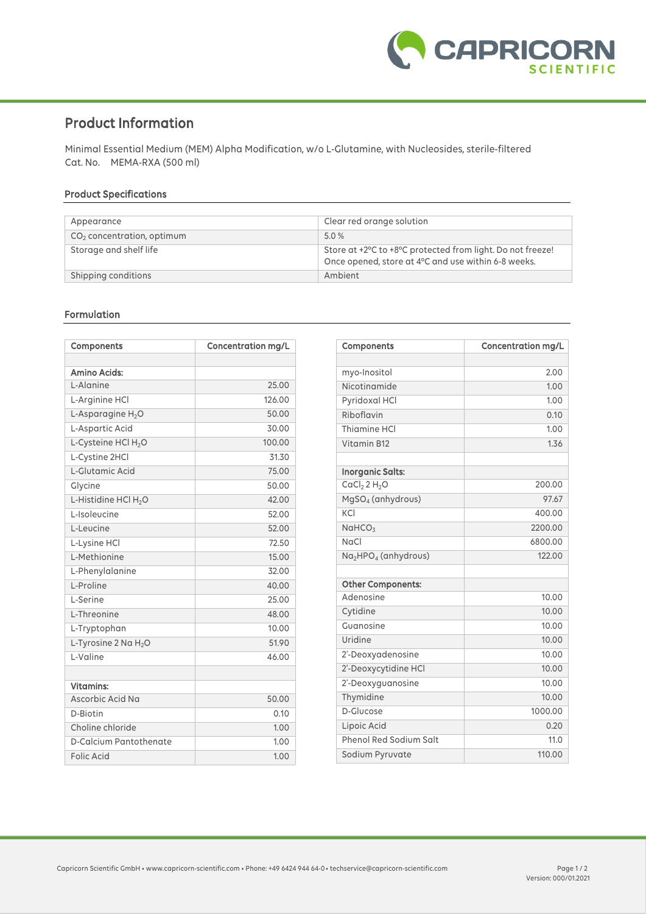# Product Information

Minimal Essential Medium (MEM) Alpha Modification, w/o L-Glutamine, with Nucleosides, sterile-filtered
Cat. No. MEMA-RXA (500 ml)

## Product Specifications

| | |
|---|---|
| Appearance | Clear red orange solution |
| $CO_2$ concentration, optimum | 5.0 % |
| Storage and shelf life | Store at +2°C to +8°C protected from light. Do not freeze! Once opened, store at 4°C and use within 6-8 weeks. |
| Shipping conditions | Ambient |

## Formulation

| Components | Concentration mg/L |
|---|---|
| | |
| **Amino Acids:** | |
| L-Alanine | 25.00 |
| L-Arginine HCl | 126.00 |
| L-Asparagine $H_2O$ | 50.00 |
| L-Aspartic Acid | 30.00 |
| L-Cysteine HCl $H_2O$ | 100.00 |
| L-Cystine 2HCl | 31.30 |
| L-Glutamic Acid | 75.00 |
| Glycine | 50.00 |
| L-Histidine HCl $H_2O$ | 42.00 |
| L-Isoleucine | 52.00 |
| L-Leucine | 52.00 |
| L-Lysine HCl | 72.50 |
| L-Methionine | 15.00 |
| L-Phenylalanine | 32.00 |
| L-Proline | 40.00 |
| L-Serine | 25.00 |
| L-Threonine | 48.00 |
| L-Tryptophan | 10.00 |
| L-Tyrosine 2 Na $H_2O$ | 51.90 |
| L-Valine | 46.00 |
| | |
| **Vitamins:** | |
| Ascorbic Acid Na | 50.00 |
| D-Biotin | 0.10 |
| Choline chloride | 1.00 |
| D-Calcium Pantothenate | 1.00 |
| Folic Acid | 1.00 |

| Components | Concentration mg/L |
|---|---|
| | |
| myo-Inositol | 2.00 |
| Nicotinamide | 1.00 |
| Pyridoxal HCl | 1.00 |
| Riboflavin | 0.10 |
| Thiamine HCl | 1.00 |
| Vitamin B12 | 1.36 |
| | |
| **Inorganic Salts:** | |
| $CaCl_2$ 2 $H_2O$ | 200.00 |
| $MgSO_4$ (anhydrous) | 97.67 |
| KCl | 400.00 |
| $NaHCO_3$ | 2200.00 |
| NaCl | 6800.00 |
| $Na_2HPO_4$ (anhydrous) | 122.00 |
| | |
| **Other Components:** | |
| Adenosine | 10.00 |
| Cytidine | 10.00 |
| Guanosine | 10.00 |
| Uridine | 10.00 |
| 2'-Deoxyadenosine | 10.00 |
| 2'-Deoxycytidine HCl | 10.00 |
| 2'-Deoxyguanosine | 10.00 |
| Thymidine | 10.00 |
| D-Glucose | 1000.00 |
| Lipoic Acid | 0.20 |
| Phenol Red Sodium Salt | 11.0 |
| Sodium Pyruvate | 110.00 |

Capricorn Scientific GmbH • www.capricorn-scientific.com • Phone: +49 6424 944 64-0 • techservice@capricorn-scientific.com

Version: 000/01.2021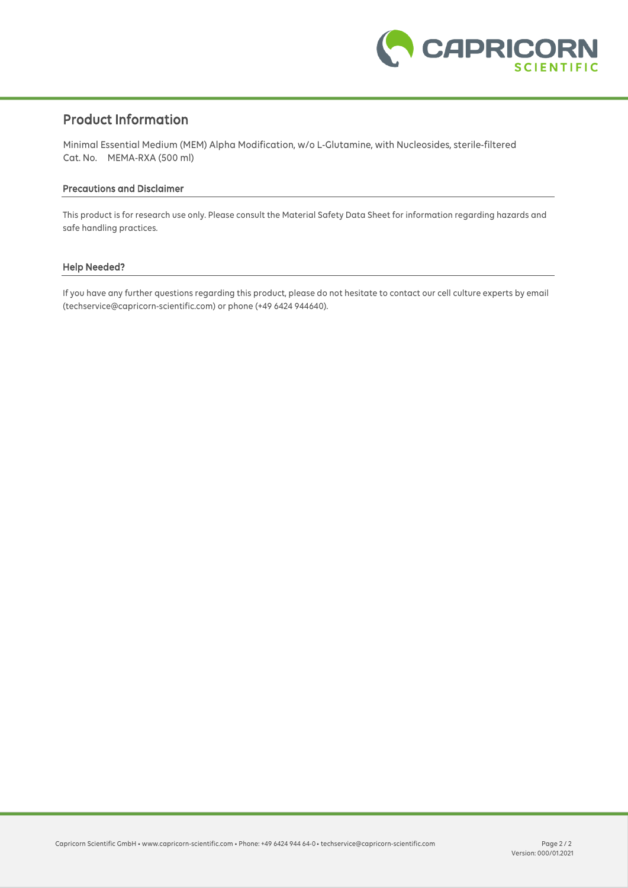# Product Information

Minimal Essential Medium (MEM) Alpha Modification, w/o L-Glutamine, with Nucleosides, sterile-filtered
Cat. No. MEMA-RXA (500 ml)

## Precautions and Disclaimer

This product is for research use only. Please consult the Material Safety Data Sheet for information regarding hazards and safe handling practices.

## Help Needed?

If you have any further questions regarding this product, please do not hesitate to contact our cell culture experts by email (techservice@capricorn-scientific.com) or phone (+49 6424 944640).